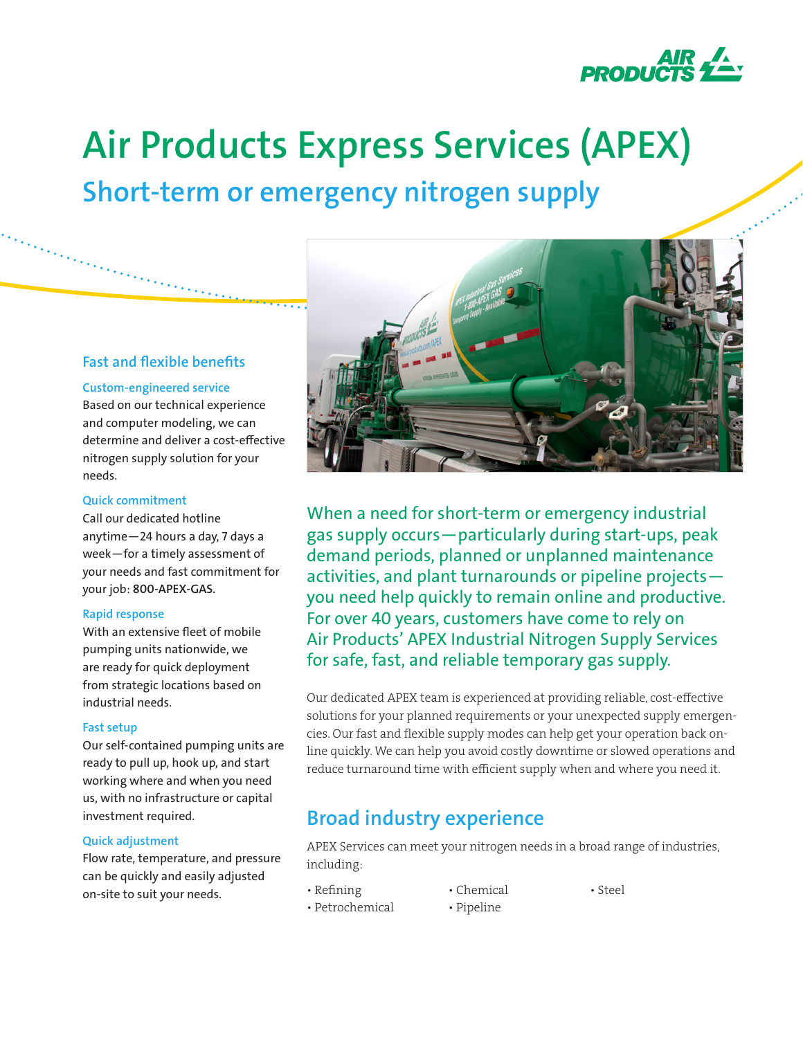# Air Products Express Services (APEX)

## Short-term or emergency nitrogen supply

When a need for short-term or emergency industrial gas supply occurs—particularly during start-ups, peak demand periods, planned or unplanned maintenance activities, and plant turnarounds or pipeline projects—you need help quickly to remain online and productive. For over 40 years, customers have come to rely on Air Products' APEX Industrial Nitrogen Supply Services for safe, fast, and reliable temporary gas supply.

Our dedicated APEX team is experienced at providing reliable, cost-effective solutions for your planned requirements or your unexpected supply emergencies. Our fast and flexible supply modes can help get your operation back online quickly. We can help you avoid costly downtime or slowed operations and reduce turnaround time with efficient supply when and where you need it.

### Fast and flexible benefits

**Custom-engineered service**
Based on our technical experience and computer modeling, we can determine and deliver a cost-effective nitrogen supply solution for your needs.

**Quick commitment**
Call our dedicated hotline anytime—24 hours a day, 7 days a week—for a timely assessment of your needs and fast commitment for your job: **800-APEX-GAS.**

**Rapid response**
With an extensive fleet of mobile pumping units nationwide, we are ready for quick deployment from strategic locations based on industrial needs.

**Fast setup**
Our self-contained pumping units are ready to pull up, hook up, and start working where and when you need us, with no infrastructure or capital investment required.

**Quick adjustment**
Flow rate, temperature, and pressure can be quickly and easily adjusted on-site to suit your needs.

## Broad industry experience

APEX Services can meet your nitrogen needs in a broad range of industries, including:

- Refining
- Petrochemical
- Chemical
- Pipeline
- Steel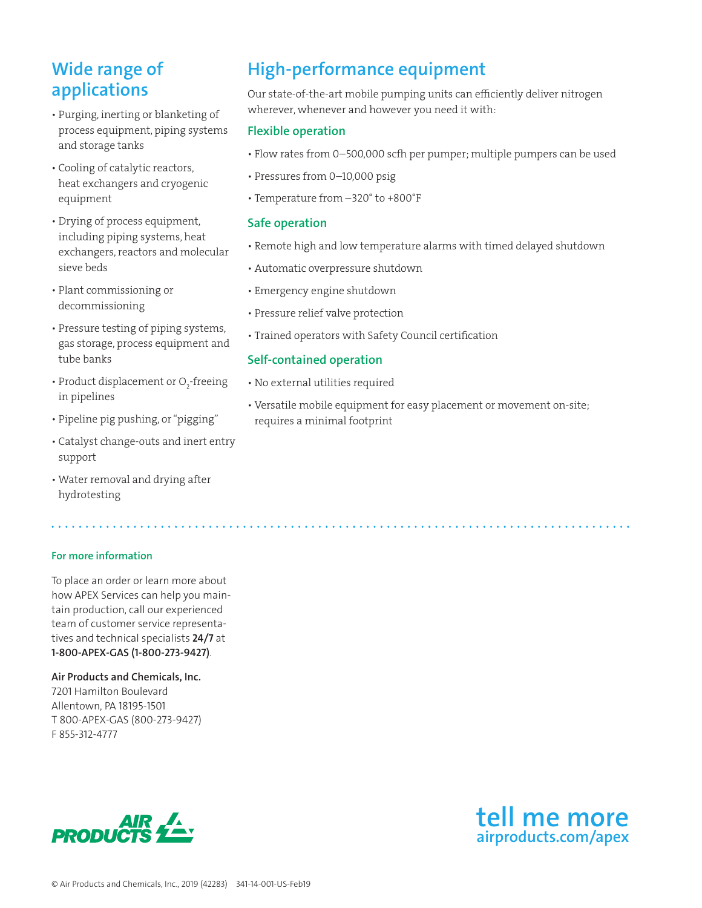## Wide range of applications

- Purging, inerting or blanketing of process equipment, piping systems and storage tanks
- Cooling of catalytic reactors, heat exchangers and cryogenic equipment
- Drying of process equipment, including piping systems, heat exchangers, reactors and molecular sieve beds
- Plant commissioning or decommissioning
- Pressure testing of piping systems, gas storage, process equipment and tube banks
- Product displacement or $O_2$-freeing in pipelines
- Pipeline pig pushing, or "pigging"
- Catalyst change-outs and inert entry support
- Water removal and drying after hydrotesting

## High-performance equipment

Our state-of-the-art mobile pumping units can efficiently deliver nitrogen wherever, whenever and however you need it with:

### Flexible operation

- Flow rates from 0–500,000 scfh per pumper; multiple pumpers can be used
- Pressures from 0–10,000 psig
- Temperature from –320° to +800°F

### Safe operation

- Remote high and low temperature alarms with timed delayed shutdown
- Automatic overpressure shutdown
- Emergency engine shutdown
- Pressure relief valve protection
- Trained operators with Safety Council certification

### Self-contained operation

- No external utilities required
- Versatile mobile equipment for easy placement or movement on-site; requires a minimal footprint

---

### For more information

To place an order or learn more about how APEX Services can help you maintain production, call our experienced team of customer service representatives and technical specialists **24/7** at **1-800-APEX-GAS (1-800-273-9427)**.

**Air Products and Chemicals, Inc.**
7201 Hamilton Boulevard
Allentown, PA 18195-1501
T 800-APEX-GAS (800-273-9427)
F 855-312-4777

AIR PRODUCTS

**tell me more**
**airproducts.com/apex**

© Air Products and Chemicals, Inc., 2019 (42283) 341-14-001-US-Feb19